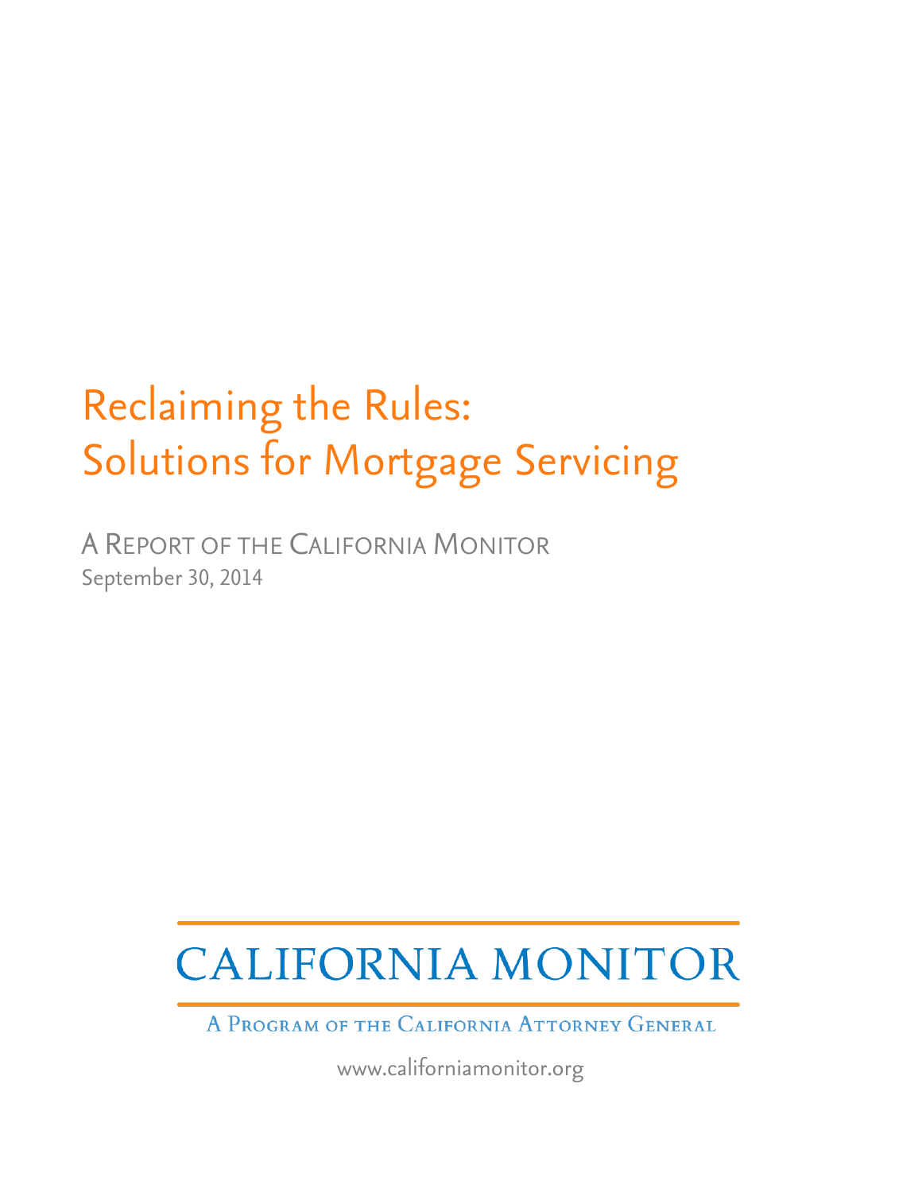# Reclaiming the Rules: Solutions for Mortgage Servicing

A Report of the California Monitor

September 30, 2014

CALIFORNIA MONITOR

A Program of the California Attorney General

www.californiamonitor.org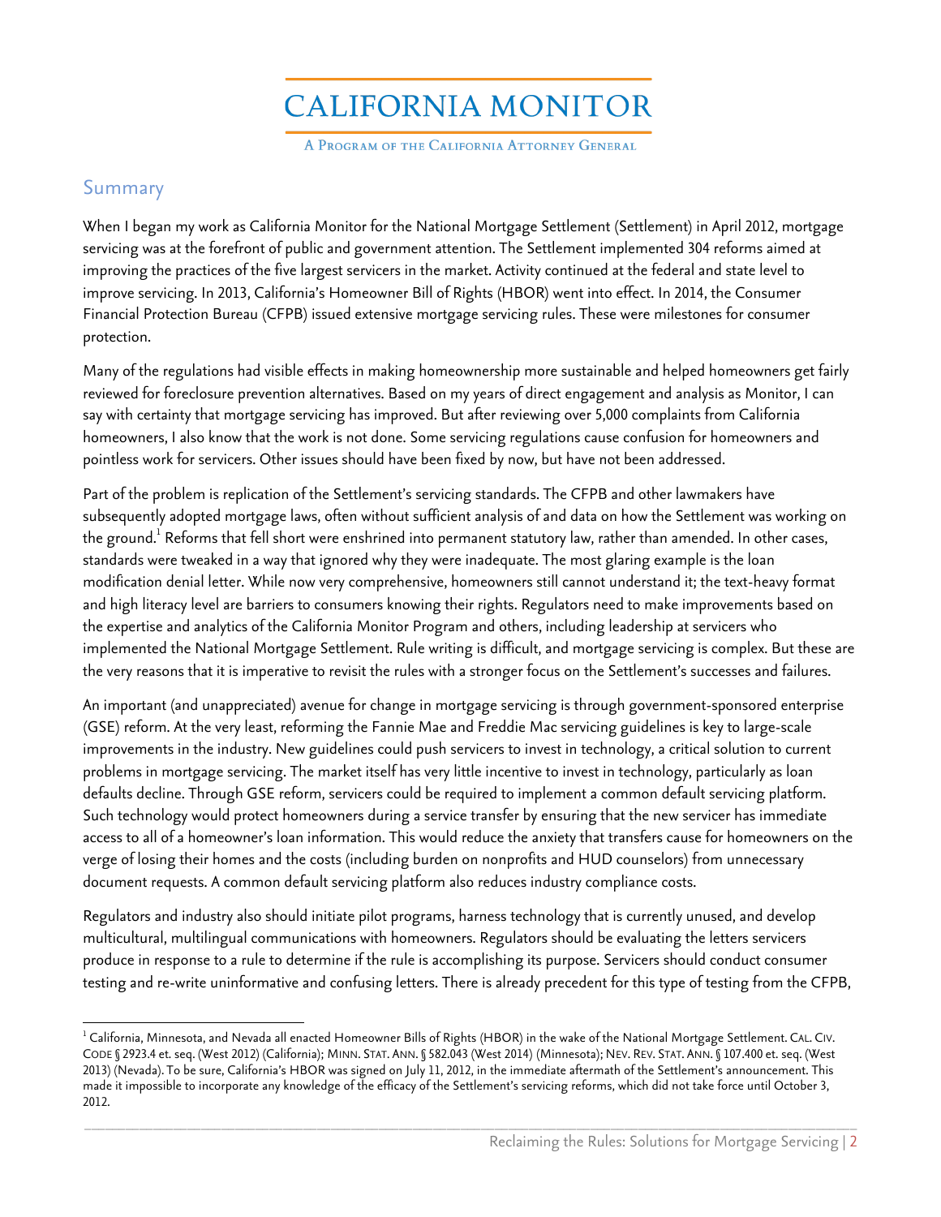# CALIFORNIA MONITOR

A Program of the California Attorney General

## Summary

When I began my work as California Monitor for the National Mortgage Settlement (Settlement) in April 2012, mortgage servicing was at the forefront of public and government attention. The Settlement implemented 304 reforms aimed at improving the practices of the five largest servicers in the market. Activity continued at the federal and state level to improve servicing. In 2013, California's Homeowner Bill of Rights (HBOR) went into effect. In 2014, the Consumer Financial Protection Bureau (CFPB) issued extensive mortgage servicing rules. These were milestones for consumer protection.

Many of the regulations had visible effects in making homeownership more sustainable and helped homeowners get fairly reviewed for foreclosure prevention alternatives. Based on my years of direct engagement and analysis as Monitor, I can say with certainty that mortgage servicing has improved. But after reviewing over 5,000 complaints from California homeowners, I also know that the work is not done. Some servicing regulations cause confusion for homeowners and pointless work for servicers. Other issues should have been fixed by now, but have not been addressed.

Part of the problem is replication of the Settlement's servicing standards. The CFPB and other lawmakers have subsequently adopted mortgage laws, often without sufficient analysis of and data on how the Settlement was working on the ground.[1] Reforms that fell short were enshrined into permanent statutory law, rather than amended. In other cases, standards were tweaked in a way that ignored why they were inadequate. The most glaring example is the loan modification denial letter. While now very comprehensive, homeowners still cannot understand it; the text-heavy format and high literacy level are barriers to consumers knowing their rights. Regulators need to make improvements based on the expertise and analytics of the California Monitor Program and others, including leadership at servicers who implemented the National Mortgage Settlement. Rule writing is difficult, and mortgage servicing is complex. But these are the very reasons that it is imperative to revisit the rules with a stronger focus on the Settlement's successes and failures.

An important (and unappreciated) avenue for change in mortgage servicing is through government-sponsored enterprise (GSE) reform. At the very least, reforming the Fannie Mae and Freddie Mac servicing guidelines is key to large-scale improvements in the industry. New guidelines could push servicers to invest in technology, a critical solution to current problems in mortgage servicing. The market itself has very little incentive to invest in technology, particularly as loan defaults decline. Through GSE reform, servicers could be required to implement a common default servicing platform. Such technology would protect homeowners during a service transfer by ensuring that the new servicer has immediate access to all of a homeowner's loan information. This would reduce the anxiety that transfers cause for homeowners on the verge of losing their homes and the costs (including burden on nonprofits and HUD counselors) from unnecessary document requests. A common default servicing platform also reduces industry compliance costs.

Regulators and industry also should initiate pilot programs, harness technology that is currently unused, and develop multicultural, multilingual communications with homeowners. Regulators should be evaluating the letters servicers produce in response to a rule to determine if the rule is accomplishing its purpose. Servicers should conduct consumer testing and re-write uninformative and confusing letters. There is already precedent for this type of testing from the CFPB,

---

[1] California, Minnesota, and Nevada all enacted Homeowner Bills of Rights (HBOR) in the wake of the National Mortgage Settlement. CAL. CIV. CODE § 2923.4 et. seq. (West 2012) (California); MINN. STAT. ANN. § 582.043 (West 2014) (Minnesota); NEV. REV. STAT. ANN. § 107.400 et. seq. (West 2013) (Nevada). To be sure, California's HBOR was signed on July 11, 2012, in the immediate aftermath of the Settlement's announcement. This made it impossible to incorporate any knowledge of the efficacy of the Settlement's servicing reforms, which did not take force until October 3, 2012.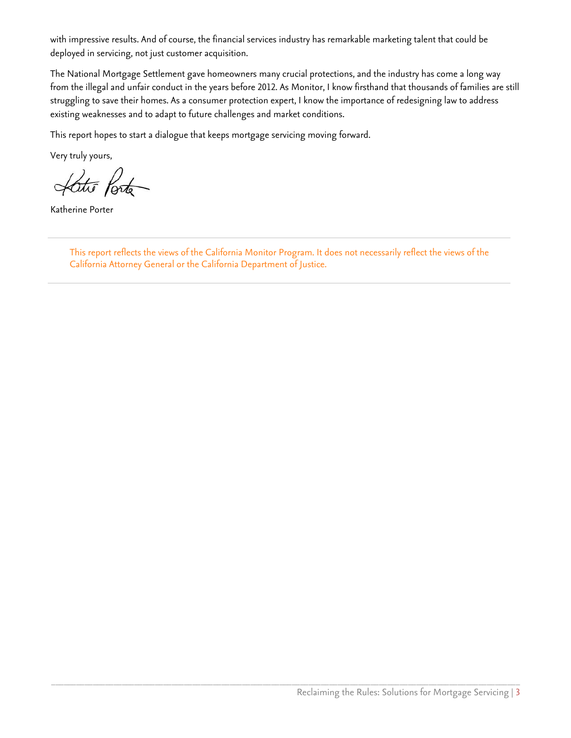with impressive results. And of course, the financial services industry has remarkable marketing talent that could be deployed in servicing, not just customer acquisition.

The National Mortgage Settlement gave homeowners many crucial protections, and the industry has come a long way from the illegal and unfair conduct in the years before 2012. As Monitor, I know firsthand that thousands of families are still struggling to save their homes. As a consumer protection expert, I know the importance of redesigning law to address existing weaknesses and to adapt to future challenges and market conditions.

This report hopes to start a dialogue that keeps mortgage servicing moving forward.

Very truly yours,

Katherine Porter

This report reflects the views of the California Monitor Program. It does not necessarily reflect the views of the California Attorney General or the California Department of Justice.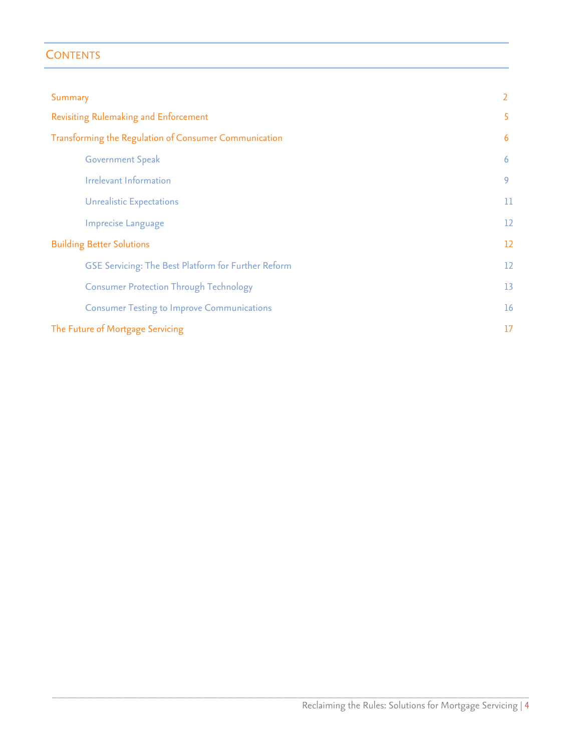## Contents

| | |
|---|---|
| Summary | 2 |
| Revisiting Rulemaking and Enforcement | 5 |
| Transforming the Regulation of Consumer Communication | 6 |
| Government Speak | 6 |
| Irrelevant Information | 9 |
| Unrealistic Expectations | 11 |
| Imprecise Language | 12 |
| Building Better Solutions | 12 |
| GSE Servicing: The Best Platform for Further Reform | 12 |
| Consumer Protection Through Technology | 13 |
| Consumer Testing to Improve Communications | 16 |
| The Future of Mortgage Servicing | 17 |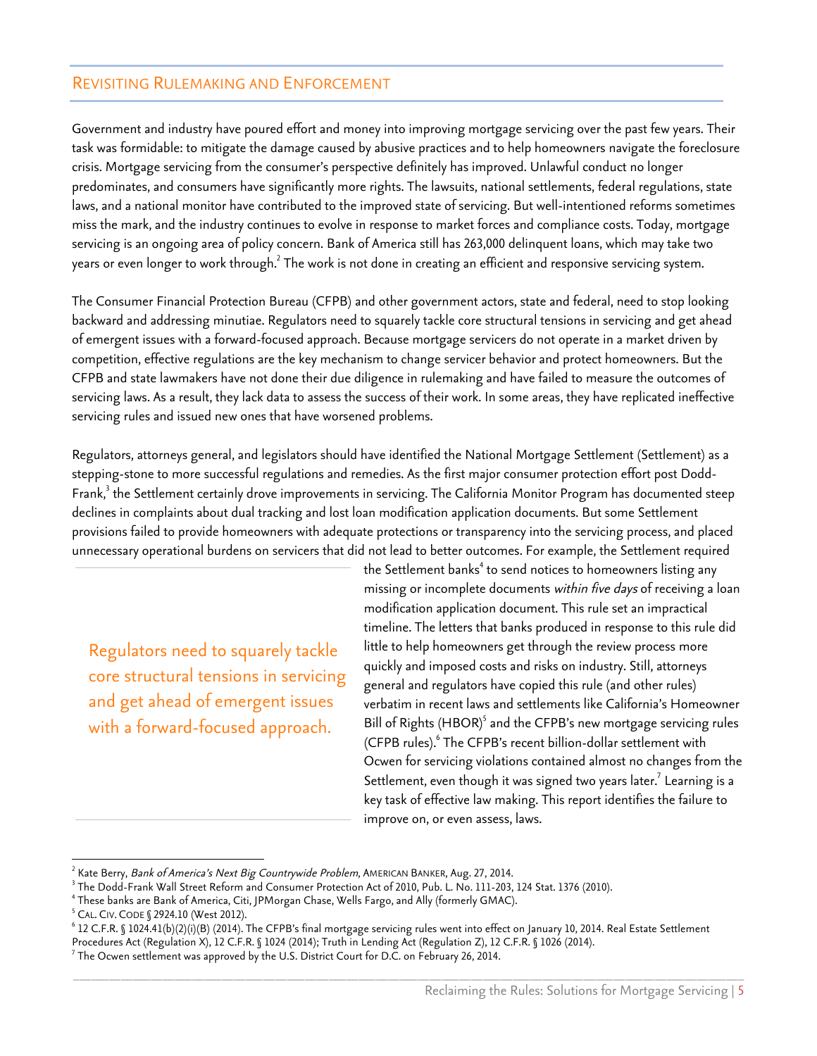## Revisiting Rulemaking and Enforcement

Government and industry have poured effort and money into improving mortgage servicing over the past few years. Their task was formidable: to mitigate the damage caused by abusive practices and to help homeowners navigate the foreclosure crisis. Mortgage servicing from the consumer's perspective definitely has improved. Unlawful conduct no longer predominates, and consumers have significantly more rights. The lawsuits, national settlements, federal regulations, state laws, and a national monitor have contributed to the improved state of servicing. But well-intentioned reforms sometimes miss the mark, and the industry continues to evolve in response to market forces and compliance costs. Today, mortgage servicing is an ongoing area of policy concern. Bank of America still has 263,000 delinquent loans, which may take two years or even longer to work through.[2] The work is not done in creating an efficient and responsive servicing system.

The Consumer Financial Protection Bureau (CFPB) and other government actors, state and federal, need to stop looking backward and addressing minutiae. Regulators need to squarely tackle core structural tensions in servicing and get ahead of emergent issues with a forward-focused approach. Because mortgage servicers do not operate in a market driven by competition, effective regulations are the key mechanism to change servicer behavior and protect homeowners. But the CFPB and state lawmakers have not done their due diligence in rulemaking and have failed to measure the outcomes of servicing laws. As a result, they lack data to assess the success of their work. In some areas, they have replicated ineffective servicing rules and issued new ones that have worsened problems.

Regulators, attorneys general, and legislators should have identified the National Mortgage Settlement (Settlement) as a stepping-stone to more successful regulations and remedies. As the first major consumer protection effort post Dodd-Frank,[3] the Settlement certainly drove improvements in servicing. The California Monitor Program has documented steep declines in complaints about dual tracking and lost loan modification application documents. But some Settlement provisions failed to provide homeowners with adequate protections or transparency into the servicing process, and placed unnecessary operational burdens on servicers that did not lead to better outcomes. For example, the Settlement required the Settlement banks[4] to send notices to homeowners listing any missing or incomplete documents *within five days* of receiving a loan modification application document. This rule set an impractical timeline. The letters that banks produced in response to this rule did little to help homeowners get through the review process more quickly and imposed costs and risks on industry. Still, attorneys general and regulators have copied this rule (and other rules) verbatim in recent laws and settlements like California's Homeowner Bill of Rights (HBOR)[5] and the CFPB's new mortgage servicing rules (CFPB rules).[6] The CFPB's recent billion-dollar settlement with Ocwen for servicing violations contained almost no changes from the Settlement, even though it was signed two years later.[7] Learning is a key task of effective law making. This report identifies the failure to improve on, or even assess, laws.

> Regulators need to squarely tackle core structural tensions in servicing and get ahead of emergent issues with a forward-focused approach.

---

[2] Kate Berry, *Bank of America's Next Big Countrywide Problem*, American Banker, Aug. 27, 2014.

[3] The Dodd-Frank Wall Street Reform and Consumer Protection Act of 2010, Pub. L. No. 111-203, 124 Stat. 1376 (2010).

[4] These banks are Bank of America, Citi, JPMorgan Chase, Wells Fargo, and Ally (formerly GMAC).

[5] Cal. Civ. Code § 2924.10 (West 2012).

[6] 12 C.F.R. § 1024.41(b)(2)(i)(B) (2014). The CFPB's final mortgage servicing rules went into effect on January 10, 2014. Real Estate Settlement Procedures Act (Regulation X), 12 C.F.R. § 1024 (2014); Truth in Lending Act (Regulation Z), 12 C.F.R. § 1026 (2014).

[7] The Ocwen settlement was approved by the U.S. District Court for D.C. on February 26, 2014.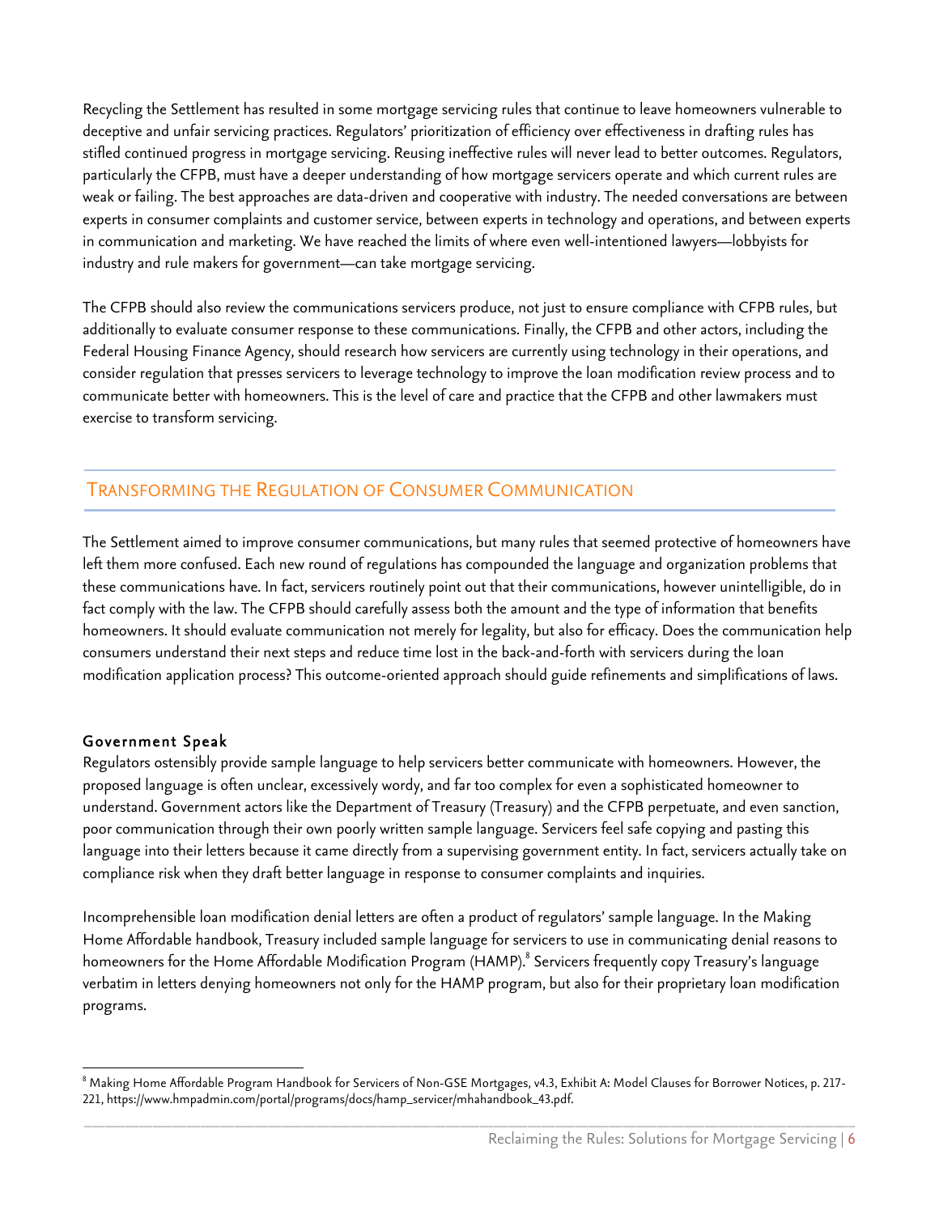Recycling the Settlement has resulted in some mortgage servicing rules that continue to leave homeowners vulnerable to deceptive and unfair servicing practices. Regulators' prioritization of efficiency over effectiveness in drafting rules has stifled continued progress in mortgage servicing. Reusing ineffective rules will never lead to better outcomes. Regulators, particularly the CFPB, must have a deeper understanding of how mortgage servicers operate and which current rules are weak or failing. The best approaches are data-driven and cooperative with industry. The needed conversations are between experts in consumer complaints and customer service, between experts in technology and operations, and between experts in communication and marketing. We have reached the limits of where even well-intentioned lawyers—lobbyists for industry and rule makers for government—can take mortgage servicing.

The CFPB should also review the communications servicers produce, not just to ensure compliance with CFPB rules, but additionally to evaluate consumer response to these communications. Finally, the CFPB and other actors, including the Federal Housing Finance Agency, should research how servicers are currently using technology in their operations, and consider regulation that presses servicers to leverage technology to improve the loan modification review process and to communicate better with homeowners. This is the level of care and practice that the CFPB and other lawmakers must exercise to transform servicing.

## Transforming the Regulation of Consumer Communication

The Settlement aimed to improve consumer communications, but many rules that seemed protective of homeowners have left them more confused. Each new round of regulations has compounded the language and organization problems that these communications have. In fact, servicers routinely point out that their communications, however unintelligible, do in fact comply with the law. The CFPB should carefully assess both the amount and the type of information that benefits homeowners. It should evaluate communication not merely for legality, but also for efficacy. Does the communication help consumers understand their next steps and reduce time lost in the back-and-forth with servicers during the loan modification application process? This outcome-oriented approach should guide refinements and simplifications of laws.

### Government Speak

Regulators ostensibly provide sample language to help servicers better communicate with homeowners. However, the proposed language is often unclear, excessively wordy, and far too complex for even a sophisticated homeowner to understand. Government actors like the Department of Treasury (Treasury) and the CFPB perpetuate, and even sanction, poor communication through their own poorly written sample language. Servicers feel safe copying and pasting this language into their letters because it came directly from a supervising government entity. In fact, servicers actually take on compliance risk when they draft better language in response to consumer complaints and inquiries.

Incomprehensible loan modification denial letters are often a product of regulators' sample language. In the Making Home Affordable handbook, Treasury included sample language for servicers to use in communicating denial reasons to homeowners for the Home Affordable Modification Program (HAMP).[8] Servicers frequently copy Treasury's language verbatim in letters denying homeowners not only for the HAMP program, but also for their proprietary loan modification programs.

[8] Making Home Affordable Program Handbook for Servicers of Non-GSE Mortgages, v4.3, Exhibit A: Model Clauses for Borrower Notices, p. 217-221, https://www.hmpadmin.com/portal/programs/docs/hamp_servicer/mhahandbook_43.pdf.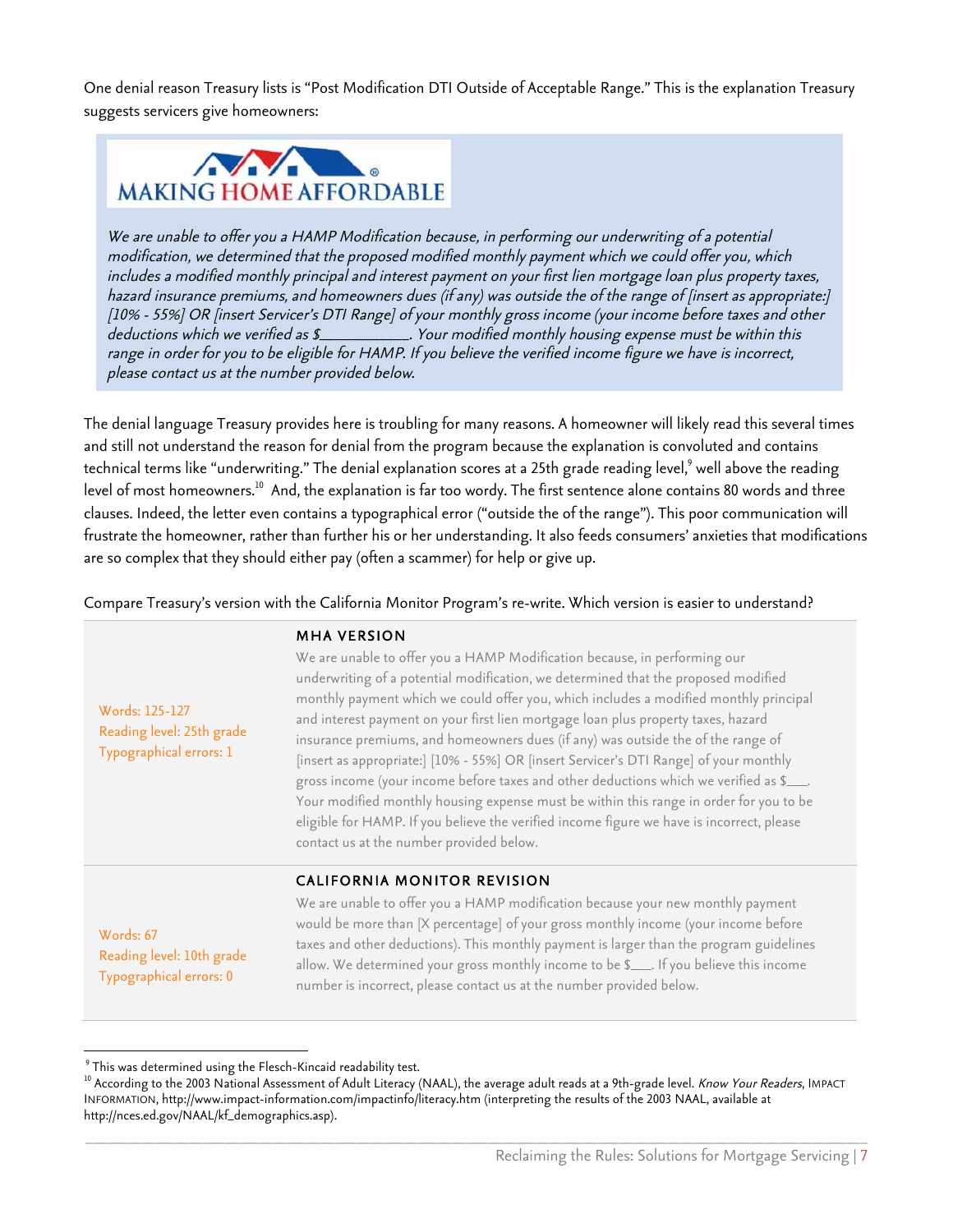One denial reason Treasury lists is "Post Modification DTI Outside of Acceptable Range." This is the explanation Treasury suggests servicers give homeowners:

> MAKING HOME AFFORDABLE
>
> *We are unable to offer you a HAMP Modification because, in performing our underwriting of a potential modification, we determined that the proposed modified monthly payment which we could offer you, which includes a modified monthly principal and interest payment on your first lien mortgage loan plus property taxes, hazard insurance premiums, and homeowners dues (if any) was outside the of the range of [insert as appropriate:] [10% - 55%] OR [insert Servicer's DTI Range] of your monthly gross income (your income before taxes and other deductions which we verified as $___________. Your modified monthly housing expense must be within this range in order for you to be eligible for HAMP. If you believe the verified income figure we have is incorrect, please contact us at the number provided below.*

The denial language Treasury provides here is troubling for many reasons. A homeowner will likely read this several times and still not understand the reason for denial from the program because the explanation is convoluted and contains technical terms like "underwriting." The denial explanation scores at a 25th grade reading level,[9] well above the reading level of most homeowners.[10] And, the explanation is far too wordy. The first sentence alone contains 80 words and three clauses. Indeed, the letter even contains a typographical error ("outside the of the range"). This poor communication will frustrate the homeowner, rather than further his or her understanding. It also feeds consumers' anxieties that modifications are so complex that they should either pay (often a scammer) for help or give up.

Compare Treasury's version with the California Monitor Program's re-write. Which version is easier to understand?

| | |
|---|---|
| Words: 125-127<br>Reading level: 25th grade<br>Typographical errors: 1 | **MHA VERSION**<br>We are unable to offer you a HAMP Modification because, in performing our underwriting of a potential modification, we determined that the proposed modified monthly payment which we could offer you, which includes a modified monthly principal and interest payment on your first lien mortgage loan plus property taxes, hazard insurance premiums, and homeowners dues (if any) was outside the of the range of [insert as appropriate:] [10% - 55%] OR [insert Servicer's DTI Range] of your monthly gross income (your income before taxes and other deductions which we verified as $___. Your modified monthly housing expense must be within this range in order for you to be eligible for HAMP. If you believe the verified income figure we have is incorrect, please contact us at the number provided below. |
| Words: 67<br>Reading level: 10th grade<br>Typographical errors: 0 | **CALIFORNIA MONITOR REVISION**<br>We are unable to offer you a HAMP modification because your new monthly payment would be more than [X percentage] of your gross monthly income (your income before taxes and other deductions). This monthly payment is larger than the program guidelines allow. We determined your gross monthly income to be $___. If you believe this income number is incorrect, please contact us at the number provided below. |

---

[9] This was determined using the Flesch-Kincaid readability test.

[10] According to the 2003 National Assessment of Adult Literacy (NAAL), the average adult reads at a 9th-grade level. *Know Your Readers*, IMPACT INFORMATION, http://www.impact-information.com/impactinfo/literacy.htm (interpreting the results of the 2003 NAAL, available at http://nces.ed.gov/NAAL/kf_demographics.asp).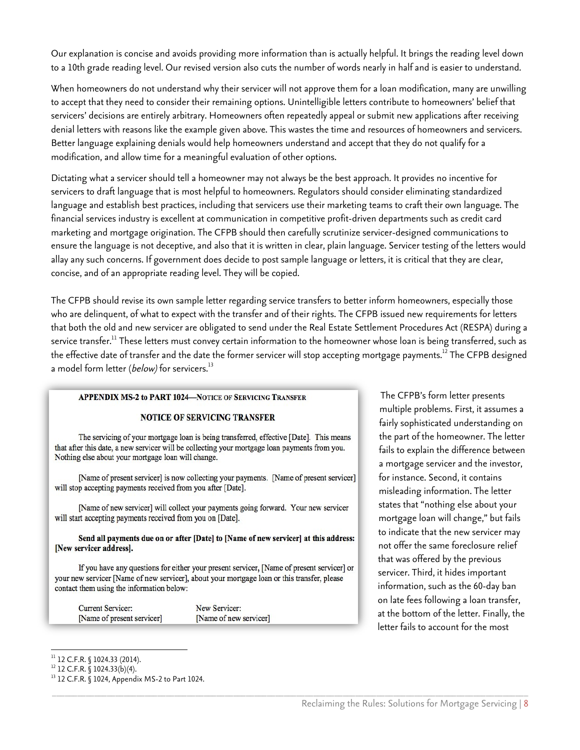Our explanation is concise and avoids providing more information than is actually helpful. It brings the reading level down to a 10th grade reading level. Our revised version also cuts the number of words nearly in half and is easier to understand.

When homeowners do not understand why their servicer will not approve them for a loan modification, many are unwilling to accept that they need to consider their remaining options. Unintelligible letters contribute to homeowners' belief that servicers' decisions are entirely arbitrary. Homeowners often repeatedly appeal or submit new applications after receiving denial letters with reasons like the example given above. This wastes the time and resources of homeowners and servicers. Better language explaining denials would help homeowners understand and accept that they do not qualify for a modification, and allow time for a meaningful evaluation of other options.

Dictating what a servicer should tell a homeowner may not always be the best approach. It provides no incentive for servicers to draft language that is most helpful to homeowners. Regulators should consider eliminating standardized language and establish best practices, including that servicers use their marketing teams to craft their own language. The financial services industry is excellent at communication in competitive profit-driven departments such as credit card marketing and mortgage origination. The CFPB should then carefully scrutinize servicer-designed communications to ensure the language is not deceptive, and also that it is written in clear, plain language. Servicer testing of the letters would allay any such concerns. If government does decide to post sample language or letters, it is critical that they are clear, concise, and of an appropriate reading level. They will be copied.

The CFPB should revise its own sample letter regarding service transfers to better inform homeowners, especially those who are delinquent, of what to expect with the transfer and of their rights. The CFPB issued new requirements for letters that both the old and new servicer are obligated to send under the Real Estate Settlement Procedures Act (RESPA) during a service transfer.[11] These letters must convey certain information to the homeowner whose loan is being transferred, such as the effective date of transfer and the date the former servicer will stop accepting mortgage payments.[12] The CFPB designed a model form letter (*below*) for servicers.[13]

> **APPENDIX MS-2 to PART 1024—NOTICE OF SERVICING TRANSFER**
>
> **NOTICE OF SERVICING TRANSFER**
>
> The servicing of your mortgage loan is being transferred, effective [Date]. This means that after this date, a new servicer will be collecting your mortgage loan payments from you. Nothing else about your mortgage loan will change.
>
> [Name of present servicer] is now collecting your payments. [Name of present servicer] will stop accepting payments received from you after [Date].
>
> [Name of new servicer] will collect your payments going forward. Your new servicer will start accepting payments received from you on [Date].
>
> **Send all payments due on or after [Date] to [Name of new servicer] at this address: [New servicer address].**
>
> If you have any questions for either your present servicer, [Name of present servicer] or your new servicer [Name of new servicer], about your mortgage loan or this transfer, please contact them using the information below:
>
> Current Servicer: [Name of present servicer] | New Servicer: [Name of new servicer]

The CFPB's form letter presents multiple problems. First, it assumes a fairly sophisticated understanding on the part of the homeowner. The letter fails to explain the difference between a mortgage servicer and the investor, for instance. Second, it contains misleading information. The letter states that "nothing else about your mortgage loan will change," but fails to indicate that the new servicer may not offer the same foreclosure relief that was offered by the previous servicer. Third, it hides important information, such as the 60-day ban on late fees following a loan transfer, at the bottom of the letter. Finally, the letter fails to account for the most

---

[11] 12 C.F.R. § 1024.33 (2014).

[12] 12 C.F.R. § 1024.33(b)(4).

[13] 12 C.F.R. § 1024, Appendix MS-2 to Part 1024.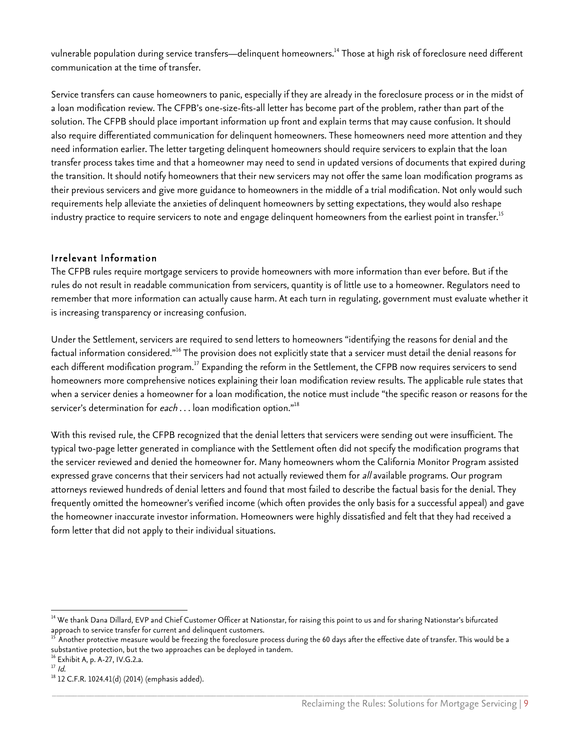vulnerable population during service transfers—delinquent homeowners.[14] Those at high risk of foreclosure need different communication at the time of transfer.

Service transfers can cause homeowners to panic, especially if they are already in the foreclosure process or in the midst of a loan modification review. The CFPB's one-size-fits-all letter has become part of the problem, rather than part of the solution. The CFPB should place important information up front and explain terms that may cause confusion. It should also require differentiated communication for delinquent homeowners. These homeowners need more attention and they need information earlier. The letter targeting delinquent homeowners should require servicers to explain that the loan transfer process takes time and that a homeowner may need to send in updated versions of documents that expired during the transition. It should notify homeowners that their new servicers may not offer the same loan modification programs as their previous servicers and give more guidance to homeowners in the middle of a trial modification. Not only would such requirements help alleviate the anxieties of delinquent homeowners by setting expectations, they would also reshape industry practice to require servicers to note and engage delinquent homeowners from the earliest point in transfer.[15]

### Irrelevant Information

The CFPB rules require mortgage servicers to provide homeowners with more information than ever before. But if the rules do not result in readable communication from servicers, quantity is of little use to a homeowner. Regulators need to remember that more information can actually cause harm. At each turn in regulating, government must evaluate whether it is increasing transparency or increasing confusion.

Under the Settlement, servicers are required to send letters to homeowners "identifying the reasons for denial and the factual information considered."[16] The provision does not explicitly state that a servicer must detail the denial reasons for each different modification program.[17] Expanding the reform in the Settlement, the CFPB now requires servicers to send homeowners more comprehensive notices explaining their loan modification review results. The applicable rule states that when a servicer denies a homeowner for a loan modification, the notice must include "the specific reason or reasons for the servicer's determination for *each* . . . loan modification option."[18]

With this revised rule, the CFPB recognized that the denial letters that servicers were sending out were insufficient. The typical two-page letter generated in compliance with the Settlement often did not specify the modification programs that the servicer reviewed and denied the homeowner for. Many homeowners whom the California Monitor Program assisted expressed grave concerns that their servicers had not actually reviewed them for *all* available programs. Our program attorneys reviewed hundreds of denial letters and found that most failed to describe the factual basis for the denial. They frequently omitted the homeowner's verified income (which often provides the only basis for a successful appeal) and gave the homeowner inaccurate investor information. Homeowners were highly dissatisfied and felt that they had received a form letter that did not apply to their individual situations.

---

[14] We thank Dana Dillard, EVP and Chief Customer Officer at Nationstar, for raising this point to us and for sharing Nationstar's bifurcated approach to service transfer for current and delinquent customers.

[15] Another protective measure would be freezing the foreclosure process during the 60 days after the effective date of transfer. This would be a substantive protection, but the two approaches can be deployed in tandem.

[16] Exhibit A, p. A-27, IV.G.2.a.

[17] *Id.*

[18] 12 C.F.R. 1024.41(d) (2014) (emphasis added).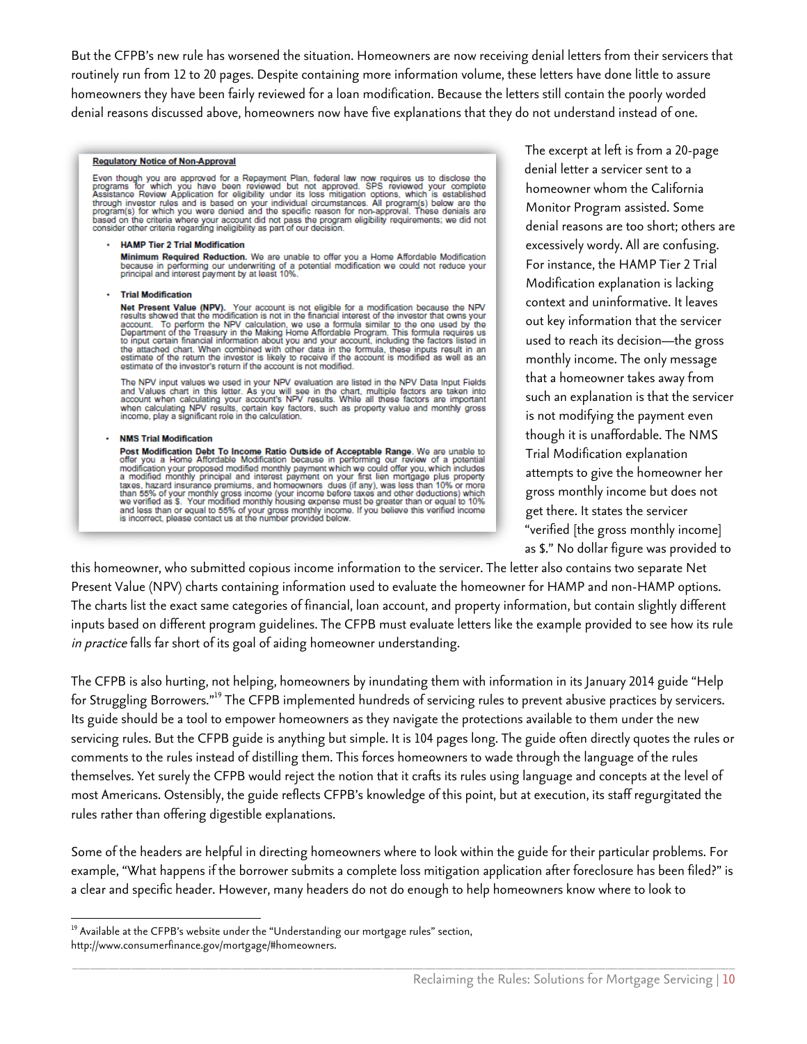But the CFPB's new rule has worsened the situation. Homeowners are now receiving denial letters from their servicers that routinely run from 12 to 20 pages. Despite containing more information volume, these letters have done little to assure homeowners they have been fairly reviewed for a loan modification. Because the letters still contain the poorly worded denial reasons discussed above, homeowners now have five explanations that they do not understand instead of one.

> **Regulatory Notice of Non-Approval**
>
> Even though you are approved for a Repayment Plan, federal law now requires us to disclose the programs for which you have been reviewed but not approved. SPS reviewed your complete Assistance Review Application for eligibility under its loss mitigation options, which is established through investor rules and is based on your individual circumstances. All program(s) below are the program(s) for which you were denied and the specific reason for non-approval. These denials are based on the criteria where your account did not pass the program eligibility requirements; we did not consider other criteria regarding ineligibility as part of our decision.
>
> - **HAMP Tier 2 Trial Modification**
>
>   **Minimum Required Reduction.** We are unable to offer you a Home Affordable Modification because in performing our underwriting of a potential modification we could not reduce your principal and interest payment by at least 10%.
>
> - **Trial Modification**
>
>   **Net Present Value (NPV).** Your account is not eligible for a modification because the NPV results showed that the modification is not in the financial interest of the investor that owns your account. To perform the NPV calculation, we use a formula similar to the one used by the Department of the Treasury in the Making Home Affordable Program. This formula requires us to input certain financial information about you and your account, including the factors listed in the attached chart. When combined with other data in the formula, these inputs result in an estimate of the return the investor is likely to receive if the account is modified as well as an estimate of the investor's return if the account is not modified.
>
>   The NPV input values we used in your NPV evaluation are listed in the NPV Data Input Fields and Values chart in this letter. As you will see in the chart, multiple factors are taken into account when calculating your account's NPV results. While all these factors are important when calculating NPV results, certain key factors, such as property value and monthly gross income, play a significant role in the calculation.
>
> - **NMS Trial Modification**
>
>   **Post Modification Debt To Income Ratio Outside of Acceptable Range.** We are unable to offer you a Home Affordable Modification because in performing our review of a potential modification your proposed modified monthly payment which we could offer you, which includes a modified monthly principal and interest payment on your first lien mortgage plus property taxes, hazard insurance premiums, and homeowners dues (if any), was less than 10% or more than 55% of your monthly gross income (your income before taxes and other deductions) which we verified as $. Your modified monthly housing expense must be greater than or equal to 10% and less than or equal to 55% of your gross monthly income. If you believe this verified income is incorrect, please contact us at the number provided below.

The excerpt at left is from a 20-page denial letter a servicer sent to a homeowner whom the California Monitor Program assisted. Some denial reasons are too short; others are excessively wordy. All are confusing. For instance, the HAMP Tier 2 Trial Modification explanation is lacking context and uninformative. It leaves out key information that the servicer used to reach its decision—the gross monthly income. The only message that a homeowner takes away from such an explanation is that the servicer is not modifying the payment even though it is unaffordable. The NMS Trial Modification explanation attempts to give the homeowner her gross monthly income but does not get there. It states the servicer "verified [the gross monthly income] as $." No dollar figure was provided to this homeowner, who submitted copious income information to the servicer. The letter also contains two separate Net Present Value (NPV) charts containing information used to evaluate the homeowner for HAMP and non-HAMP options. The charts list the exact same categories of financial, loan account, and property information, but contain slightly different inputs based on different program guidelines. The CFPB must evaluate letters like the example provided to see how its rule *in practice* falls far short of its goal of aiding homeowner understanding.

The CFPB is also hurting, not helping, homeowners by inundating them with information in its January 2014 guide "Help for Struggling Borrowers."[19] The CFPB implemented hundreds of servicing rules to prevent abusive practices by servicers. Its guide should be a tool to empower homeowners as they navigate the protections available to them under the new servicing rules. But the CFPB guide is anything but simple. It is 104 pages long. The guide often directly quotes the rules or comments to the rules instead of distilling them. This forces homeowners to wade through the language of the rules themselves. Yet surely the CFPB would reject the notion that it crafts its rules using language and concepts at the level of most Americans. Ostensibly, the guide reflects CFPB's knowledge of this point, but at execution, its staff regurgitated the rules rather than offering digestible explanations.

Some of the headers are helpful in directing homeowners where to look within the guide for their particular problems. For example, "What happens if the borrower submits a complete loss mitigation application after foreclosure has been filed?" is a clear and specific header. However, many headers do not do enough to help homeowners know where to look to

---

[19] Available at the CFPB's website under the "Understanding our mortgage rules" section, http://www.consumerfinance.gov/mortgage/#homeowners.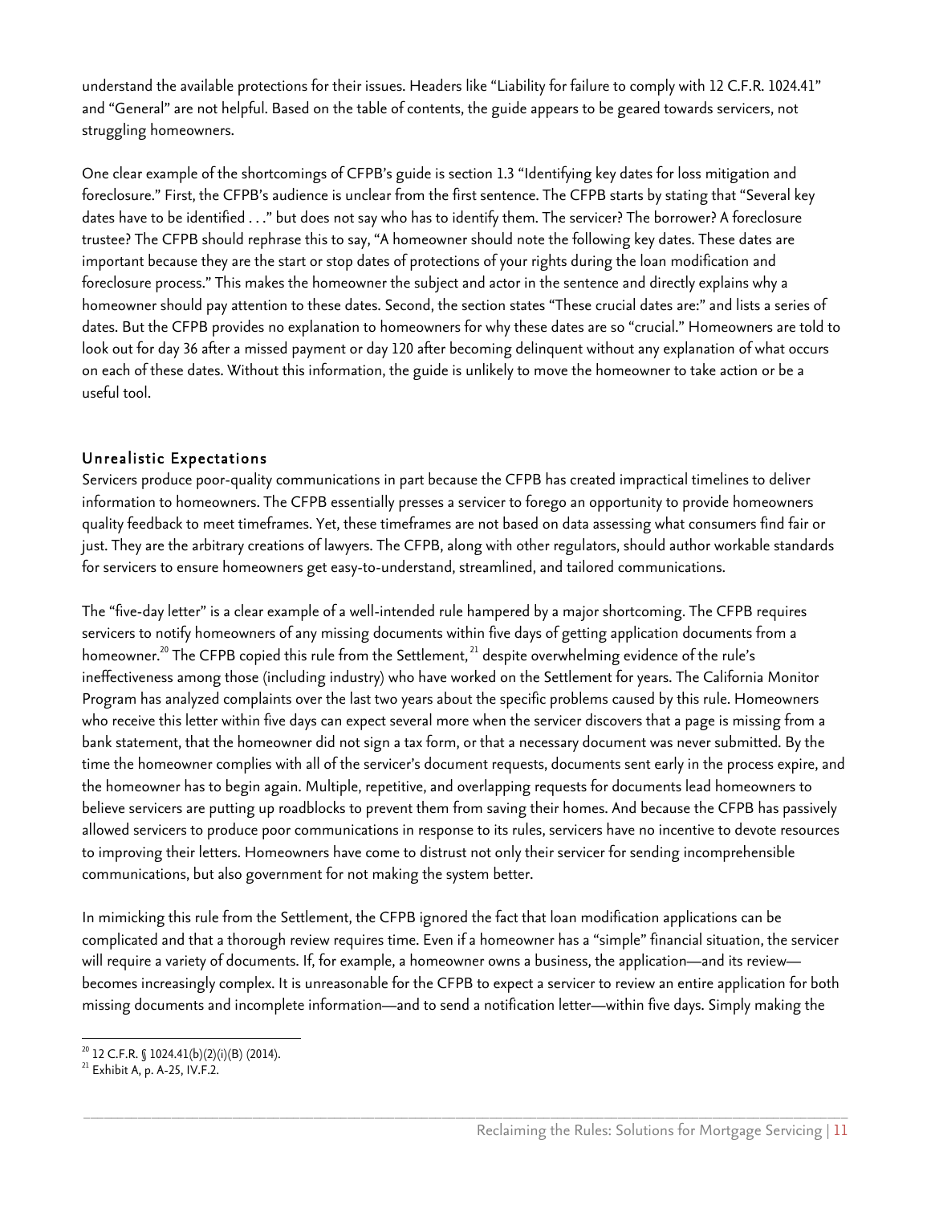understand the available protections for their issues. Headers like "Liability for failure to comply with 12 C.F.R. 1024.41" and "General" are not helpful. Based on the table of contents, the guide appears to be geared towards servicers, not struggling homeowners.

One clear example of the shortcomings of CFPB's guide is section 1.3 "Identifying key dates for loss mitigation and foreclosure." First, the CFPB's audience is unclear from the first sentence. The CFPB starts by stating that "Several key dates have to be identified . . ." but does not say who has to identify them. The servicer? The borrower? A foreclosure trustee? The CFPB should rephrase this to say, "A homeowner should note the following key dates. These dates are important because they are the start or stop dates of protections of your rights during the loan modification and foreclosure process." This makes the homeowner the subject and actor in the sentence and directly explains why a homeowner should pay attention to these dates. Second, the section states "These crucial dates are:" and lists a series of dates. But the CFPB provides no explanation to homeowners for why these dates are so "crucial." Homeowners are told to look out for day 36 after a missed payment or day 120 after becoming delinquent without any explanation of what occurs on each of these dates. Without this information, the guide is unlikely to move the homeowner to take action or be a useful tool.

### Unrealistic Expectations

Servicers produce poor-quality communications in part because the CFPB has created impractical timelines to deliver information to homeowners. The CFPB essentially presses a servicer to forego an opportunity to provide homeowners quality feedback to meet timeframes. Yet, these timeframes are not based on data assessing what consumers find fair or just. They are the arbitrary creations of lawyers. The CFPB, along with other regulators, should author workable standards for servicers to ensure homeowners get easy-to-understand, streamlined, and tailored communications.

The "five-day letter" is a clear example of a well-intended rule hampered by a major shortcoming. The CFPB requires servicers to notify homeowners of any missing documents within five days of getting application documents from a homeowner.[20] The CFPB copied this rule from the Settlement,[21] despite overwhelming evidence of the rule's ineffectiveness among those (including industry) who have worked on the Settlement for years. The California Monitor Program has analyzed complaints over the last two years about the specific problems caused by this rule. Homeowners who receive this letter within five days can expect several more when the servicer discovers that a page is missing from a bank statement, that the homeowner did not sign a tax form, or that a necessary document was never submitted. By the time the homeowner complies with all of the servicer's document requests, documents sent early in the process expire, and the homeowner has to begin again. Multiple, repetitive, and overlapping requests for documents lead homeowners to believe servicers are putting up roadblocks to prevent them from saving their homes. And because the CFPB has passively allowed servicers to produce poor communications in response to its rules, servicers have no incentive to devote resources to improving their letters. Homeowners have come to distrust not only their servicer for sending incomprehensible communications, but also government for not making the system better.

In mimicking this rule from the Settlement, the CFPB ignored the fact that loan modification applications can be complicated and that a thorough review requires time. Even if a homeowner has a "simple" financial situation, the servicer will require a variety of documents. If, for example, a homeowner owns a business, the application—and its review—becomes increasingly complex. It is unreasonable for the CFPB to expect a servicer to review an entire application for both missing documents and incomplete information—and to send a notification letter—within five days. Simply making the

---

[20] 12 C.F.R. § 1024.41(b)(2)(i)(B) (2014).

[21] Exhibit A, p. A-25, IV.F.2.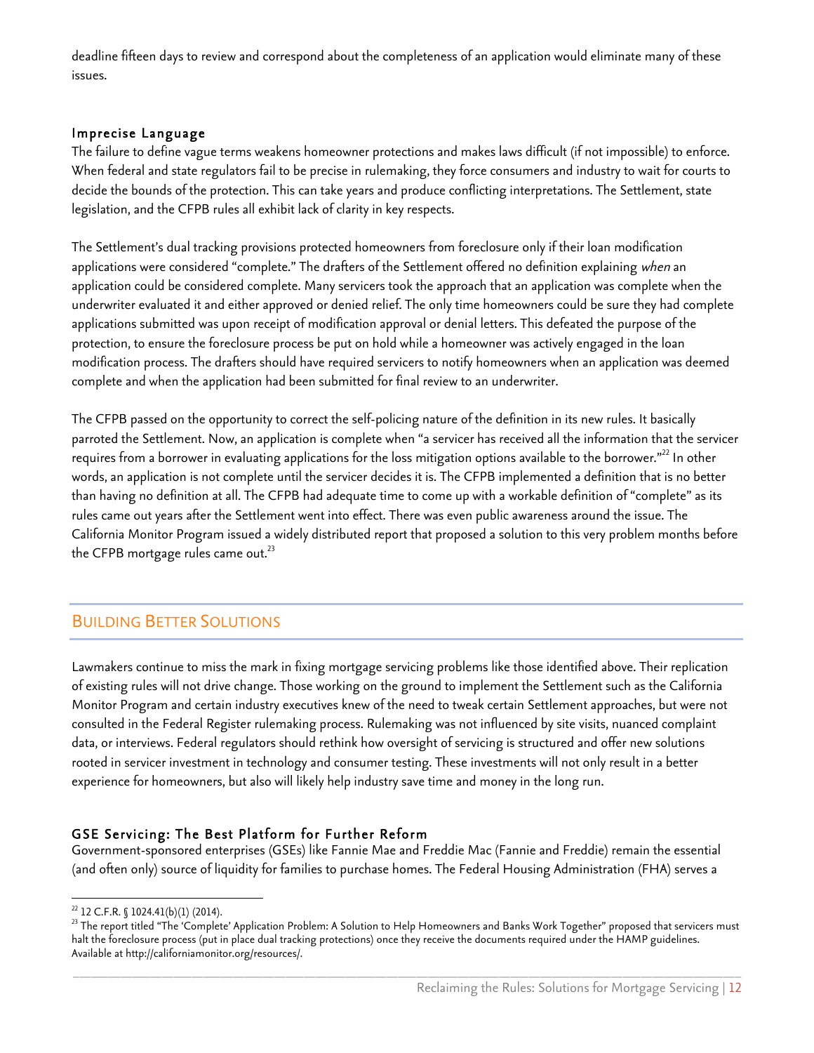deadline fifteen days to review and correspond about the completeness of an application would eliminate many of these issues.

### Imprecise Language

The failure to define vague terms weakens homeowner protections and makes laws difficult (if not impossible) to enforce. When federal and state regulators fail to be precise in rulemaking, they force consumers and industry to wait for courts to decide the bounds of the protection. This can take years and produce conflicting interpretations. The Settlement, state legislation, and the CFPB rules all exhibit lack of clarity in key respects.

The Settlement's dual tracking provisions protected homeowners from foreclosure only if their loan modification applications were considered "complete." The drafters of the Settlement offered no definition explaining *when* an application could be considered complete. Many servicers took the approach that an application was complete when the underwriter evaluated it and either approved or denied relief. The only time homeowners could be sure they had complete applications submitted was upon receipt of modification approval or denial letters. This defeated the purpose of the protection, to ensure the foreclosure process be put on hold while a homeowner was actively engaged in the loan modification process. The drafters should have required servicers to notify homeowners when an application was deemed complete and when the application had been submitted for final review to an underwriter.

The CFPB passed on the opportunity to correct the self-policing nature of the definition in its new rules. It basically parroted the Settlement. Now, an application is complete when "a servicer has received all the information that the servicer requires from a borrower in evaluating applications for the loss mitigation options available to the borrower."[22] In other words, an application is not complete until the servicer decides it is. The CFPB implemented a definition that is no better than having no definition at all. The CFPB had adequate time to come up with a workable definition of "complete" as its rules came out years after the Settlement went into effect. There was even public awareness around the issue. The California Monitor Program issued a widely distributed report that proposed a solution to this very problem months before the CFPB mortgage rules came out.[23]

## Building Better Solutions

Lawmakers continue to miss the mark in fixing mortgage servicing problems like those identified above. Their replication of existing rules will not drive change. Those working on the ground to implement the Settlement such as the California Monitor Program and certain industry executives knew of the need to tweak certain Settlement approaches, but were not consulted in the Federal Register rulemaking process. Rulemaking was not influenced by site visits, nuanced complaint data, or interviews. Federal regulators should rethink how oversight of servicing is structured and offer new solutions rooted in servicer investment in technology and consumer testing. These investments will not only result in a better experience for homeowners, but also will likely help industry save time and money in the long run.

### GSE Servicing: The Best Platform for Further Reform

Government-sponsored enterprises (GSEs) like Fannie Mae and Freddie Mac (Fannie and Freddie) remain the essential (and often only) source of liquidity for families to purchase homes. The Federal Housing Administration (FHA) serves a

---

[22] 12 C.F.R. § 1024.41(b)(1) (2014).

[23] The report titled "The 'Complete' Application Problem: A Solution to Help Homeowners and Banks Work Together" proposed that servicers must halt the foreclosure process (put in place dual tracking protections) once they receive the documents required under the HAMP guidelines. Available at http://californiamonitor.org/resources/.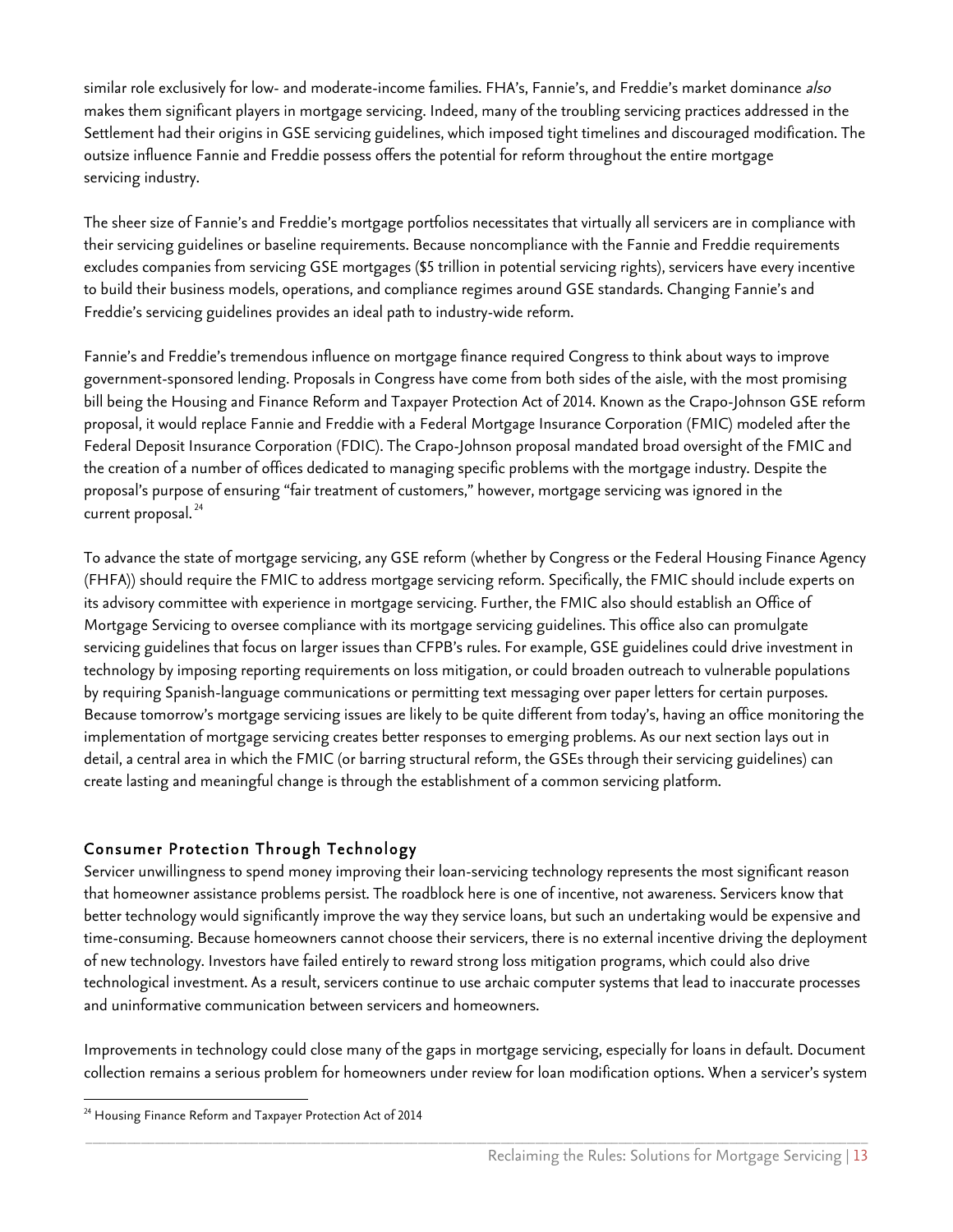similar role exclusively for low- and moderate-income families. FHA's, Fannie's, and Freddie's market dominance *also* makes them significant players in mortgage servicing. Indeed, many of the troubling servicing practices addressed in the Settlement had their origins in GSE servicing guidelines, which imposed tight timelines and discouraged modification. The outsize influence Fannie and Freddie possess offers the potential for reform throughout the entire mortgage servicing industry.

The sheer size of Fannie's and Freddie's mortgage portfolios necessitates that virtually all servicers are in compliance with their servicing guidelines or baseline requirements. Because noncompliance with the Fannie and Freddie requirements excludes companies from servicing GSE mortgages ($5 trillion in potential servicing rights), servicers have every incentive to build their business models, operations, and compliance regimes around GSE standards. Changing Fannie's and Freddie's servicing guidelines provides an ideal path to industry-wide reform.

Fannie's and Freddie's tremendous influence on mortgage finance required Congress to think about ways to improve government-sponsored lending. Proposals in Congress have come from both sides of the aisle, with the most promising bill being the Housing and Finance Reform and Taxpayer Protection Act of 2014. Known as the Crapo-Johnson GSE reform proposal, it would replace Fannie and Freddie with a Federal Mortgage Insurance Corporation (FMIC) modeled after the Federal Deposit Insurance Corporation (FDIC). The Crapo-Johnson proposal mandated broad oversight of the FMIC and the creation of a number of offices dedicated to managing specific problems with the mortgage industry. Despite the proposal's purpose of ensuring "fair treatment of customers," however, mortgage servicing was ignored in the current proposal.[24]

To advance the state of mortgage servicing, any GSE reform (whether by Congress or the Federal Housing Finance Agency (FHFA)) should require the FMIC to address mortgage servicing reform. Specifically, the FMIC should include experts on its advisory committee with experience in mortgage servicing. Further, the FMIC also should establish an Office of Mortgage Servicing to oversee compliance with its mortgage servicing guidelines. This office also can promulgate servicing guidelines that focus on larger issues than CFPB's rules. For example, GSE guidelines could drive investment in technology by imposing reporting requirements on loss mitigation, or could broaden outreach to vulnerable populations by requiring Spanish-language communications or permitting text messaging over paper letters for certain purposes. Because tomorrow's mortgage servicing issues are likely to be quite different from today's, having an office monitoring the implementation of mortgage servicing creates better responses to emerging problems. As our next section lays out in detail, a central area in which the FMIC (or barring structural reform, the GSEs through their servicing guidelines) can create lasting and meaningful change is through the establishment of a common servicing platform.

## Consumer Protection Through Technology

Servicer unwillingness to spend money improving their loan-servicing technology represents the most significant reason that homeowner assistance problems persist. The roadblock here is one of incentive, not awareness. Servicers know that better technology would significantly improve the way they service loans, but such an undertaking would be expensive and time-consuming. Because homeowners cannot choose their servicers, there is no external incentive driving the deployment of new technology. Investors have failed entirely to reward strong loss mitigation programs, which could also drive technological investment. As a result, servicers continue to use archaic computer systems that lead to inaccurate processes and uninformative communication between servicers and homeowners.

Improvements in technology could close many of the gaps in mortgage servicing, especially for loans in default. Document collection remains a serious problem for homeowners under review for loan modification options. When a servicer's system

[24] Housing Finance Reform and Taxpayer Protection Act of 2014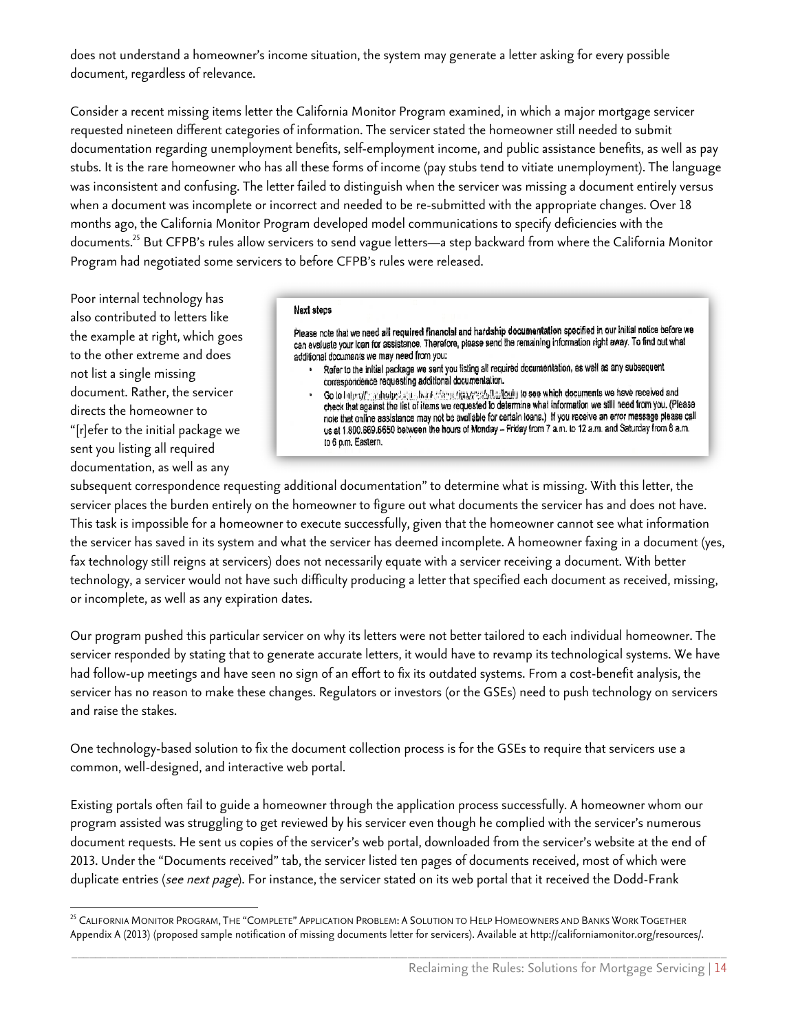does not understand a homeowner's income situation, the system may generate a letter asking for every possible document, regardless of relevance.

Consider a recent missing items letter the California Monitor Program examined, in which a major mortgage servicer requested nineteen different categories of information. The servicer stated the homeowner still needed to submit documentation regarding unemployment benefits, self-employment income, and public assistance benefits, as well as pay stubs. It is the rare homeowner who has all these forms of income (pay stubs tend to vitiate unemployment). The language was inconsistent and confusing. The letter failed to distinguish when the servicer was missing a document entirely versus when a document was incomplete or incorrect and needed to be re-submitted with the appropriate changes. Over 18 months ago, the California Monitor Program developed model communications to specify deficiencies with the documents.[25] But CFPB's rules allow servicers to send vague letters—a step backward from where the California Monitor Program had negotiated some servicers to before CFPB's rules were released.

Poor internal technology has also contributed to letters like the example at right, which goes to the other extreme and does not list a single missing document. Rather, the servicer directs the homeowner to "[r]efer to the initial package we sent you listing all required documentation, as well as any subsequent correspondence requesting additional documentation" to determine what is missing. With this letter, the servicer places the burden entirely on the homeowner to figure out what documents the servicer has and does not have. This task is impossible for a homeowner to execute successfully, given that the homeowner cannot see what information the servicer has saved in its system and what the servicer has deemed incomplete. A homeowner faxing in a document (yes, fax technology still reigns at servicers) does not necessarily equate with a servicer receiving a document. With better technology, a servicer would not have such difficulty producing a letter that specified each document as received, missing, or incomplete, as well as any expiration dates.

> **Next steps**
>
> Please note that we need **all required financial and hardship documentation** specified in our initial notice before we can evaluate your loan for assistance. Therefore, please send the remaining information right away. To find out what additional documents we may need from you:
>
> - Refer to the initial package we sent you listing all required documentation, as well as any subsequent correspondence requesting additional documentation.
> - Go to https://[illegible] to see which documents we have received and check that against the list of items we requested to determine what information we still need from you. (Please note that online assistance may not be available for certain loans.) If you receive an error message please call us at 1.800.669.6650 between the hours of Monday – Friday from 7 a.m. to 12 a.m. and Saturday from 8 a.m. to 6 p.m. Eastern.

Our program pushed this particular servicer on why its letters were not better tailored to each individual homeowner. The servicer responded by stating that to generate accurate letters, it would have to revamp its technological systems. We have had follow-up meetings and have seen no sign of an effort to fix its outdated systems. From a cost-benefit analysis, the servicer has no reason to make these changes. Regulators or investors (or the GSEs) need to push technology on servicers and raise the stakes.

One technology-based solution to fix the document collection process is for the GSEs to require that servicers use a common, well-designed, and interactive web portal.

Existing portals often fail to guide a homeowner through the application process successfully. A homeowner whom our program assisted was struggling to get reviewed by his servicer even though he complied with the servicer's numerous document requests. He sent us copies of the servicer's web portal, downloaded from the servicer's website at the end of 2013. Under the "Documents received" tab, the servicer listed ten pages of documents received, most of which were duplicate entries (*see next page*). For instance, the servicer stated on its web portal that it received the Dodd-Frank

---

[25] California Monitor Program, The "Complete" Application Problem: A Solution to Help Homeowners and Banks Work Together Appendix A (2013) (proposed sample notification of missing documents letter for servicers). Available at http://californiamonitor.org/resources/.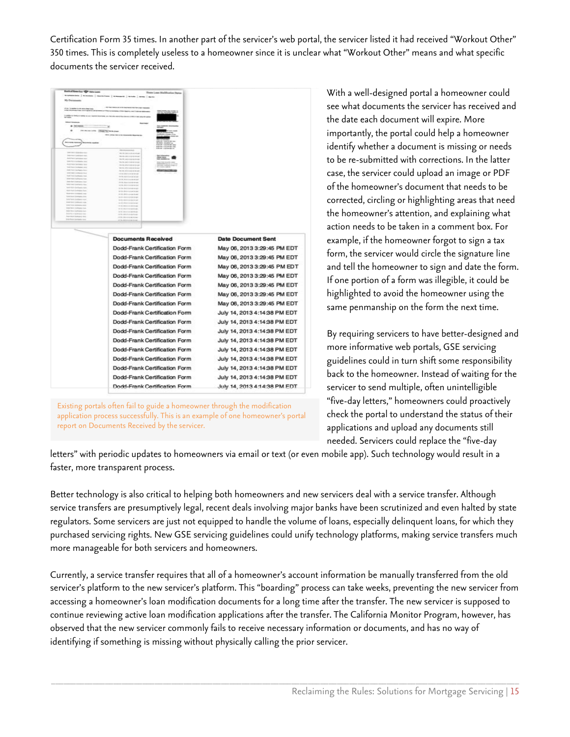Certification Form 35 times. In another part of the servicer's web portal, the servicer listed it had received "Workout Other" 350 times. This is completely useless to a homeowner since it is unclear what "Workout Other" means and what specific documents the servicer received.

| Documents Received | Date Document Sent |
|---|---|
| Dodd-Frank Certification Form | May 06, 2013 3:29:45 PM EDT |
| Dodd-Frank Certification Form | May 06, 2013 3:29:45 PM EDT |
| Dodd-Frank Certification Form | May 06, 2013 3:29:45 PM EDT |
| Dodd-Frank Certification Form | May 06, 2013 3:29:45 PM EDT |
| Dodd-Frank Certification Form | May 06, 2013 3:29:45 PM EDT |
| Dodd-Frank Certification Form | May 06, 2013 3:29:45 PM EDT |
| Dodd-Frank Certification Form | May 06, 2013 3:29:45 PM EDT |
| Dodd-Frank Certification Form | July 14, 2013 4:14:38 PM EDT |
| Dodd-Frank Certification Form | July 14, 2013 4:14:38 PM EDT |
| Dodd-Frank Certification Form | July 14, 2013 4:14:38 PM EDT |
| Dodd-Frank Certification Form | July 14, 2013 4:14:38 PM EDT |
| Dodd-Frank Certification Form | July 14, 2013 4:14:38 PM EDT |
| Dodd-Frank Certification Form | July 14, 2013 4:14:38 PM EDT |
| Dodd-Frank Certification Form | July 14, 2013 4:14:38 PM EDT |
| Dodd-Frank Certification Form | July 14, 2013 4:14:38 PM EDT |
| Dodd-Frank Certification Form | July 14, 2013 4:14:38 PM EDT |

Existing portals often fail to guide a homeowner through the modification application process successfully. This is an example of one homeowner's portal report on Documents Received by the servicer.

With a well-designed portal a homeowner could see what documents the servicer has received and the date each document will expire. More importantly, the portal could help a homeowner identify whether a document is missing or needs to be re-submitted with corrections. In the latter case, the servicer could upload an image or PDF of the homeowner's document that needs to be corrected, circling or highlighting areas that need the homeowner's attention, and explaining what action needs to be taken in a comment box. For example, if the homeowner forgot to sign a tax form, the servicer would circle the signature line and tell the homeowner to sign and date the form. If one portion of a form was illegible, it could be highlighted to avoid the homeowner using the same penmanship on the form the next time.

By requiring servicers to have better-designed and more informative web portals, GSE servicing guidelines could in turn shift some responsibility back to the homeowner. Instead of waiting for the servicer to send multiple, often unintelligible "five-day letters," homeowners could proactively check the portal to understand the status of their applications and upload any documents still needed. Servicers could replace the "five-day letters" with periodic updates to homeowners via email or text (or even mobile app). Such technology would result in a faster, more transparent process.

Better technology is also critical to helping both homeowners and new servicers deal with a service transfer. Although service transfers are presumptively legal, recent deals involving major banks have been scrutinized and even halted by state regulators. Some servicers are just not equipped to handle the volume of loans, especially delinquent loans, for which they purchased servicing rights. New GSE servicing guidelines could unify technology platforms, making service transfers much more manageable for both servicers and homeowners.

Currently, a service transfer requires that all of a homeowner's account information be manually transferred from the old servicer's platform to the new servicer's platform. This "boarding" process can take weeks, preventing the new servicer from accessing a homeowner's loan modification documents for a long time after the transfer. The new servicer is supposed to continue reviewing active loan modification applications after the transfer. The California Monitor Program, however, has observed that the new servicer commonly fails to receive necessary information or documents, and has no way of identifying if something is missing without physically calling the prior servicer.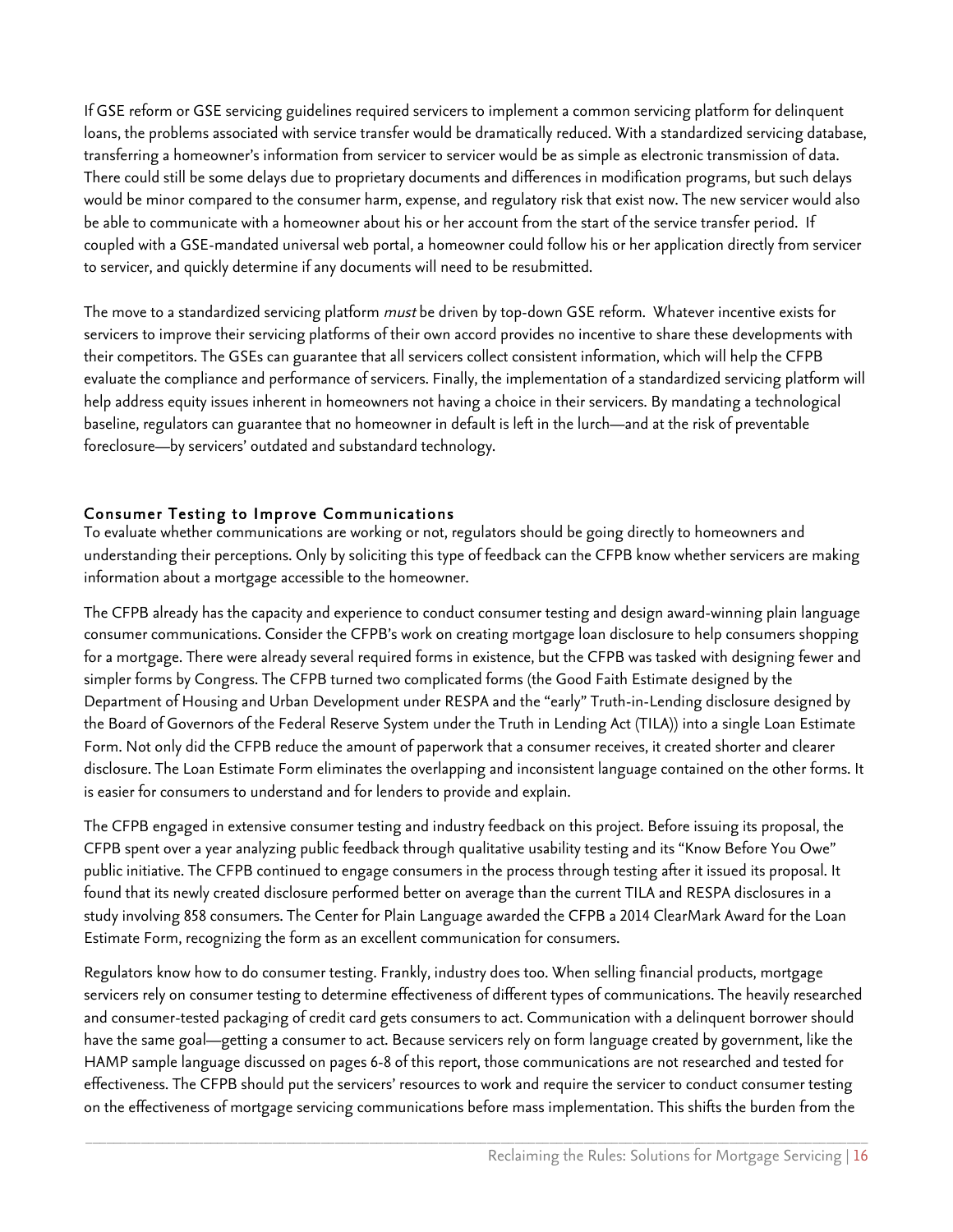If GSE reform or GSE servicing guidelines required servicers to implement a common servicing platform for delinquent loans, the problems associated with service transfer would be dramatically reduced. With a standardized servicing database, transferring a homeowner's information from servicer to servicer would be as simple as electronic transmission of data. There could still be some delays due to proprietary documents and differences in modification programs, but such delays would be minor compared to the consumer harm, expense, and regulatory risk that exist now. The new servicer would also be able to communicate with a homeowner about his or her account from the start of the service transfer period. If coupled with a GSE-mandated universal web portal, a homeowner could follow his or her application directly from servicer to servicer, and quickly determine if any documents will need to be resubmitted.

The move to a standardized servicing platform *must* be driven by top-down GSE reform. Whatever incentive exists for servicers to improve their servicing platforms of their own accord provides no incentive to share these developments with their competitors. The GSEs can guarantee that all servicers collect consistent information, which will help the CFPB evaluate the compliance and performance of servicers. Finally, the implementation of a standardized servicing platform will help address equity issues inherent in homeowners not having a choice in their servicers. By mandating a technological baseline, regulators can guarantee that no homeowner in default is left in the lurch—and at the risk of preventable foreclosure—by servicers' outdated and substandard technology.

### Consumer Testing to Improve Communications

To evaluate whether communications are working or not, regulators should be going directly to homeowners and understanding their perceptions. Only by soliciting this type of feedback can the CFPB know whether servicers are making information about a mortgage accessible to the homeowner.

The CFPB already has the capacity and experience to conduct consumer testing and design award-winning plain language consumer communications. Consider the CFPB's work on creating mortgage loan disclosure to help consumers shopping for a mortgage. There were already several required forms in existence, but the CFPB was tasked with designing fewer and simpler forms by Congress. The CFPB turned two complicated forms (the Good Faith Estimate designed by the Department of Housing and Urban Development under RESPA and the "early" Truth-in-Lending disclosure designed by the Board of Governors of the Federal Reserve System under the Truth in Lending Act (TILA)) into a single Loan Estimate Form. Not only did the CFPB reduce the amount of paperwork that a consumer receives, it created shorter and clearer disclosure. The Loan Estimate Form eliminates the overlapping and inconsistent language contained on the other forms. It is easier for consumers to understand and for lenders to provide and explain.

The CFPB engaged in extensive consumer testing and industry feedback on this project. Before issuing its proposal, the CFPB spent over a year analyzing public feedback through qualitative usability testing and its "Know Before You Owe" public initiative. The CFPB continued to engage consumers in the process through testing after it issued its proposal. It found that its newly created disclosure performed better on average than the current TILA and RESPA disclosures in a study involving 858 consumers. The Center for Plain Language awarded the CFPB a 2014 ClearMark Award for the Loan Estimate Form, recognizing the form as an excellent communication for consumers.

Regulators know how to do consumer testing. Frankly, industry does too. When selling financial products, mortgage servicers rely on consumer testing to determine effectiveness of different types of communications. The heavily researched and consumer-tested packaging of credit card gets consumers to act. Communication with a delinquent borrower should have the same goal—getting a consumer to act. Because servicers rely on form language created by government, like the HAMP sample language discussed on pages 6-8 of this report, those communications are not researched and tested for effectiveness. The CFPB should put the servicers' resources to work and require the servicer to conduct consumer testing on the effectiveness of mortgage servicing communications before mass implementation. This shifts the burden from the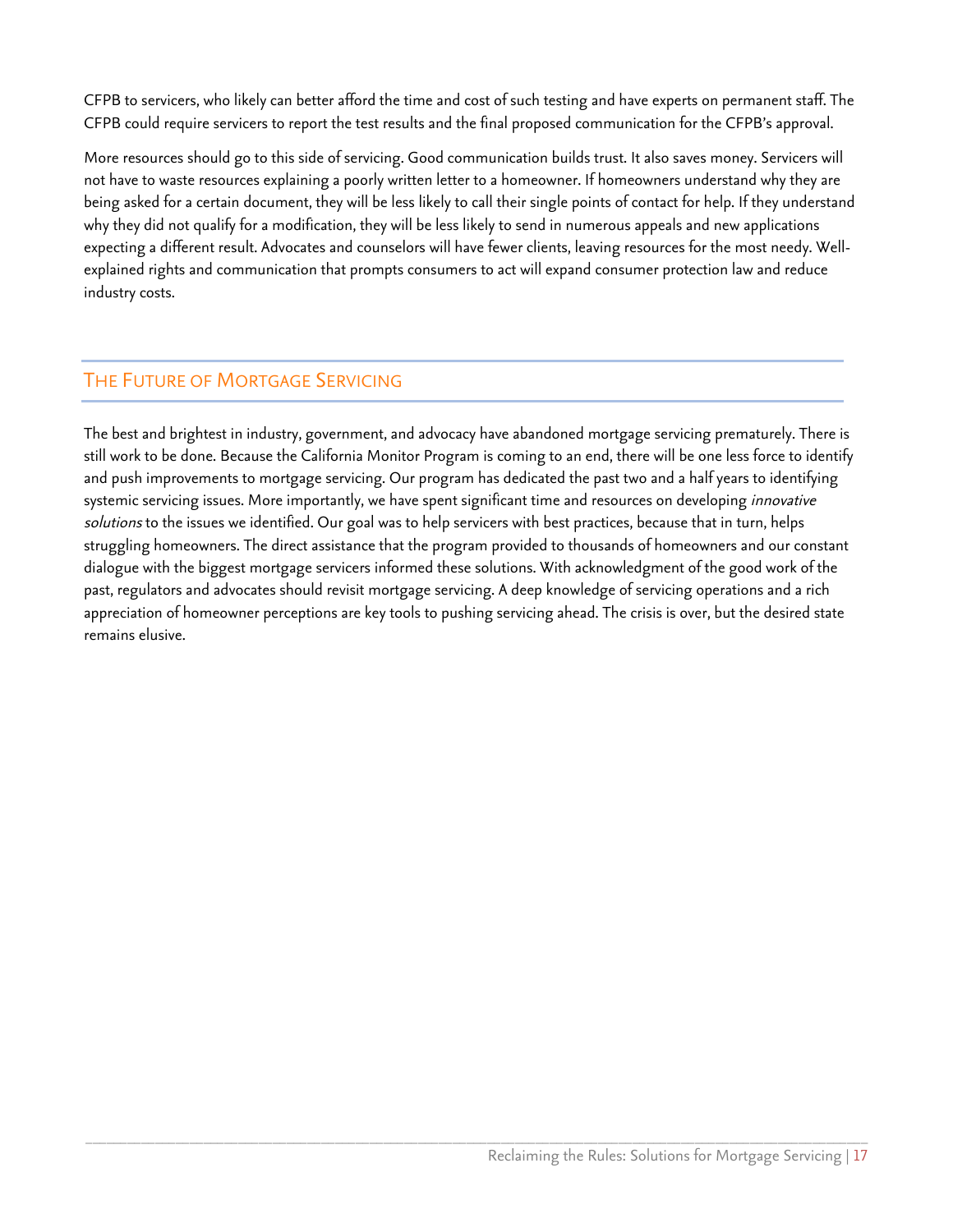CFPB to servicers, who likely can better afford the time and cost of such testing and have experts on permanent staff. The CFPB could require servicers to report the test results and the final proposed communication for the CFPB's approval.

More resources should go to this side of servicing. Good communication builds trust. It also saves money. Servicers will not have to waste resources explaining a poorly written letter to a homeowner. If homeowners understand why they are being asked for a certain document, they will be less likely to call their single points of contact for help. If they understand why they did not qualify for a modification, they will be less likely to send in numerous appeals and new applications expecting a different result. Advocates and counselors will have fewer clients, leaving resources for the most needy. Well-explained rights and communication that prompts consumers to act will expand consumer protection law and reduce industry costs.

## The Future of Mortgage Servicing

The best and brightest in industry, government, and advocacy have abandoned mortgage servicing prematurely. There is still work to be done. Because the California Monitor Program is coming to an end, there will be one less force to identify and push improvements to mortgage servicing. Our program has dedicated the past two and a half years to identifying systemic servicing issues. More importantly, we have spent significant time and resources on developing *innovative solutions* to the issues we identified. Our goal was to help servicers with best practices, because that in turn, helps struggling homeowners. The direct assistance that the program provided to thousands of homeowners and our constant dialogue with the biggest mortgage servicers informed these solutions. With acknowledgment of the good work of the past, regulators and advocates should revisit mortgage servicing. A deep knowledge of servicing operations and a rich appreciation of homeowner perceptions are key tools to pushing servicing ahead. The crisis is over, but the desired state remains elusive.